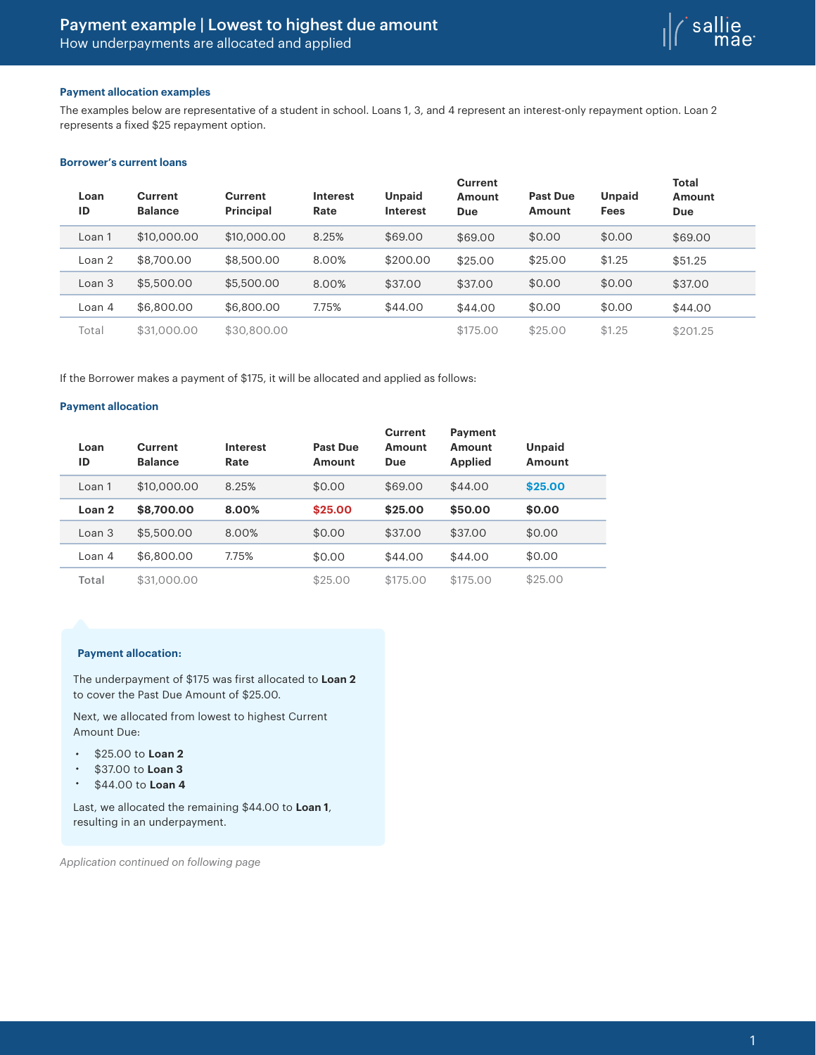# Payment example | Lowest to highest due amount

How underpayments are allocated and applied

### Payment allocation examples

The examples below are representative of a student in school. Loans 1, 3, and 4 represent an interest-only repayment option. Loan 2 represents a fixed $25 repayment option.

### Borrower's current loans

| Loan ID | Current Balance | Current Principal | Interest Rate | Unpaid Interest | Current Amount Due | Past Due Amount | Unpaid Fees | Total Amount Due |
|---|---|---|---|---|---|---|---|---|
| Loan 1 | $10,000.00 | $10,000.00 | 8.25% | $69.00 | $69.00 | $0.00 | $0.00 | $69.00 |
| Loan 2 | $8,700.00 | $8,500.00 | 8.00% | $200.00 | $25.00 | $25.00 | $1.25 | $51.25 |
| Loan 3 | $5,500.00 | $5,500.00 | 8.00% | $37.00 | $37.00 | $0.00 | $0.00 | $37.00 |
| Loan 4 | $6,800.00 | $6,800.00 | 7.75% | $44.00 | $44.00 | $0.00 | $0.00 | $44.00 |
| Total | $31,000.00 | $30,800.00 | | | $175.00 | $25.00 | $1.25 | $201.25 |

If the Borrower makes a payment of $175, it will be allocated and applied as follows:

### Payment allocation

| Loan ID | Current Balance | Interest Rate | Past Due Amount | Current Amount Due | Payment Amount Applied | Unpaid Amount |
|---|---|---|---|---|---|---|
| Loan 1 | $10,000.00 | 8.25% | $0.00 | $69.00 | $44.00 | $25.00 |
| **Loan 2** | **$8,700.00** | **8.00%** | **$25.00** | **$25.00** | **$50.00** | **$0.00** |
| Loan 3 | $5,500.00 | 8.00% | $0.00 | $37.00 | $37.00 | $0.00 |
| Loan 4 | $6,800.00 | 7.75% | $0.00 | $44.00 | $44.00 | $0.00 |
| Total | $31,000.00 | | $25.00 | $175.00 | $175.00 | $25.00 |

**Payment allocation:**

The underpayment of $175 was first allocated to **Loan 2** to cover the Past Due Amount of $25.00.

Next, we allocated from lowest to highest Current Amount Due:

- $25.00 to **Loan 2**
- $37.00 to **Loan 3**
- $44.00 to **Loan 4**

Last, we allocated the remaining $44.00 to **Loan 1**, resulting in an underpayment.

*Application continued on following page*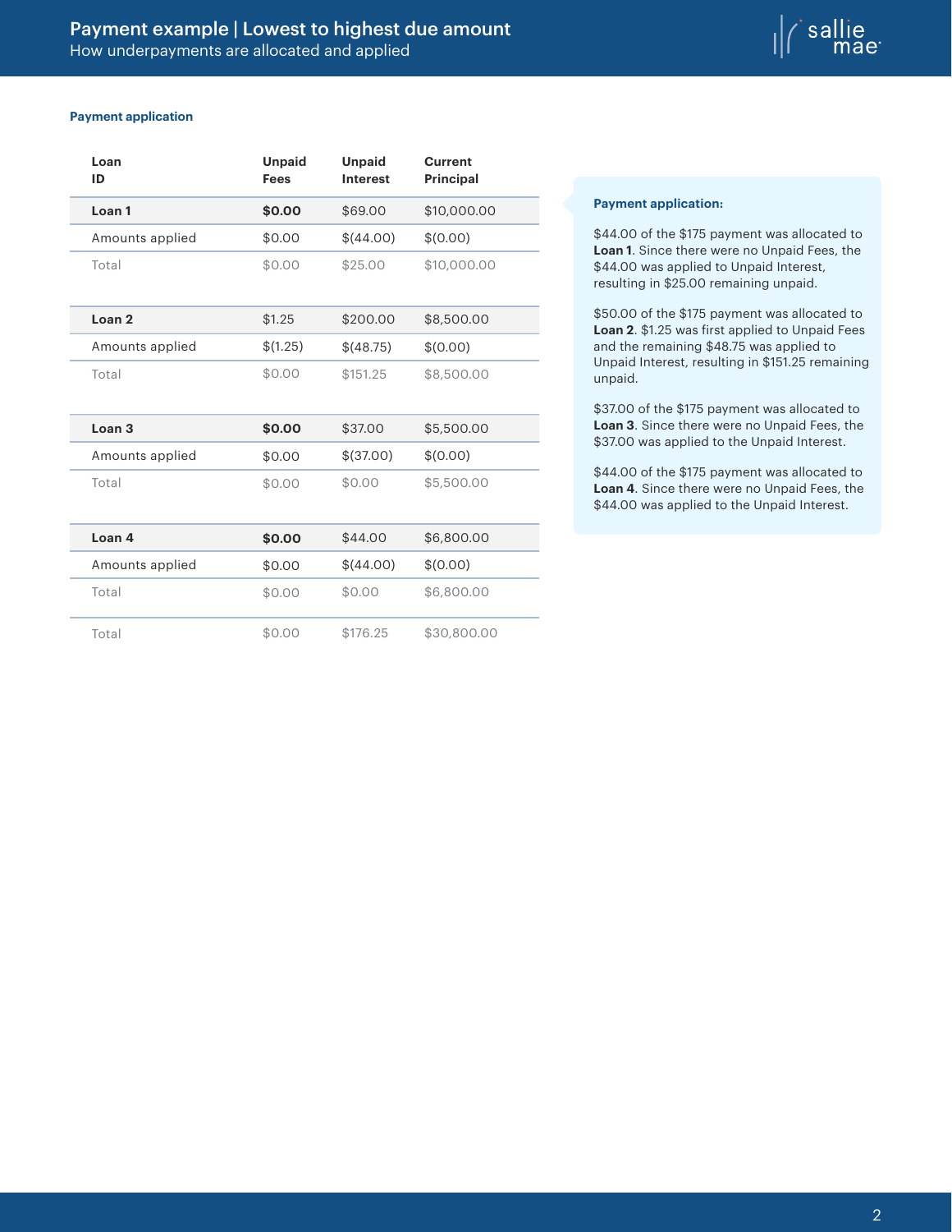# Payment example | Lowest to highest due amount

How underpayments are allocated and applied

### Payment application

| Loan ID | Unpaid Fees | Unpaid Interest | Current Principal |
|---|---|---|---|
| **Loan 1** | **$0.00** | $69.00 | $10,000.00 |
| Amounts applied | $0.00 | $(44.00) | $(0.00) |
| Total | $0.00 | $25.00 | $10,000.00 |
| **Loan 2** | $1.25 | $200.00 | $8,500.00 |
| Amounts applied | $(1.25) | $(48.75) | $(0.00) |
| Total | $0.00 | $151.25 | $8,500.00 |
| **Loan 3** | **$0.00** | $37.00 | $5,500.00 |
| Amounts applied | $0.00 | $(37.00) | $(0.00) |
| Total | $0.00 | $0.00 | $5,500.00 |
| **Loan 4** | **$0.00** | $44.00 | $6,800.00 |
| Amounts applied | $0.00 | $(44.00) | $(0.00) |
| Total | $0.00 | $0.00 | $6,800.00 |
| Total | $0.00 | $176.25 | $30,800.00 |

**Payment application:**

$44.00 of the $175 payment was allocated to **Loan 1**. Since there were no Unpaid Fees, the $44.00 was applied to Unpaid Interest, resulting in $25.00 remaining unpaid.

$50.00 of the $175 payment was allocated to **Loan 2**. $1.25 was first applied to Unpaid Fees and the remaining $48.75 was applied to Unpaid Interest, resulting in $151.25 remaining unpaid.

$37.00 of the $175 payment was allocated to **Loan 3**. Since there were no Unpaid Fees, the $37.00 was applied to the Unpaid Interest.

$44.00 of the $175 payment was allocated to **Loan 4**. Since there were no Unpaid Fees, the $44.00 was applied to the Unpaid Interest.